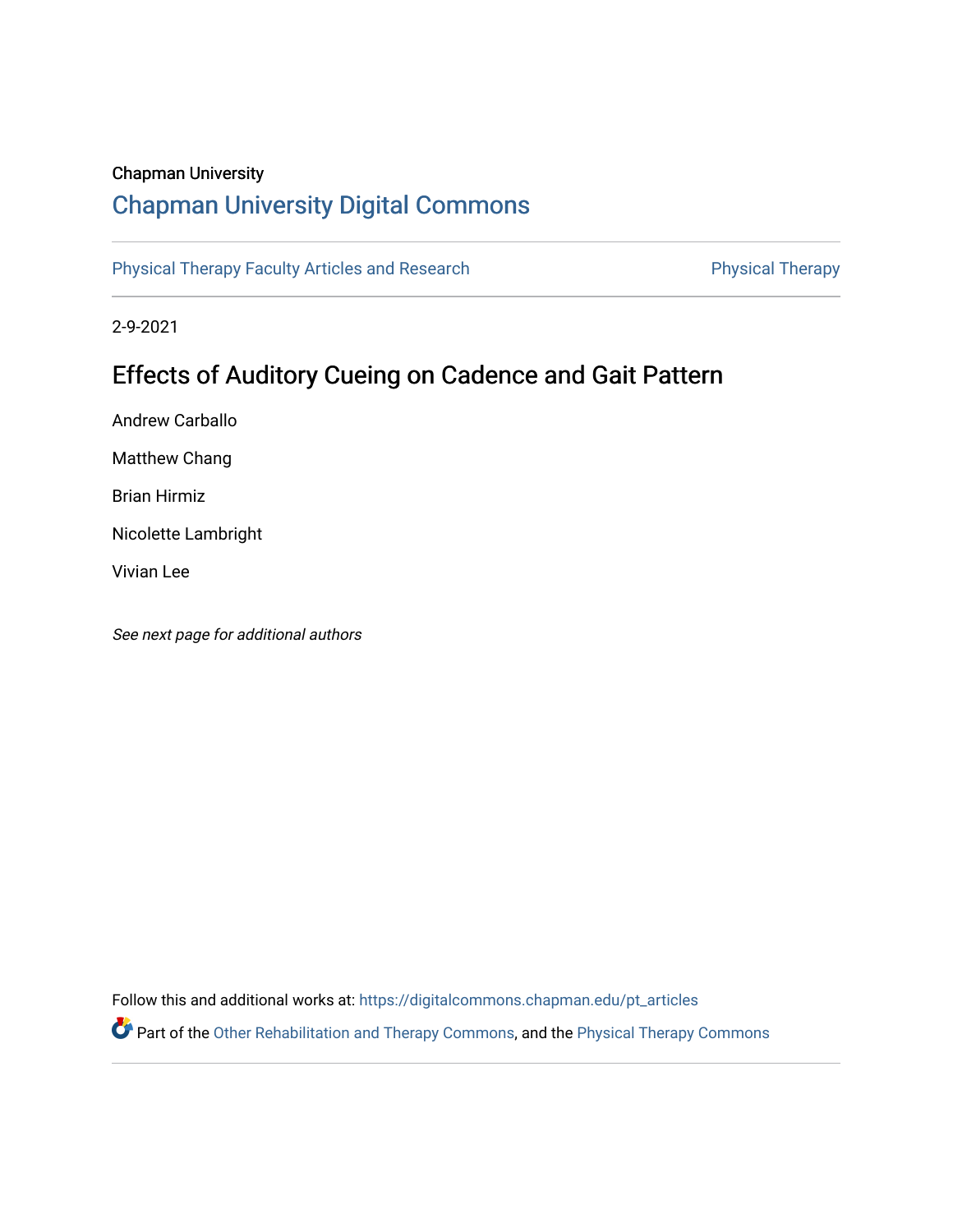Chapman University

## Chapman University Digital Commons

Physical Therapy Faculty Articles and Research | Physical Therapy

2-9-2021

# Effects of Auditory Cueing on Cadence and Gait Pattern

Andrew Carballo

Matthew Chang

Brian Hirmiz

Nicolette Lambright

Vivian Lee

*See next page for additional authors*

Follow this and additional works at: https://digitalcommons.chapman.edu/pt_articles

Part of the Other Rehabilitation and Therapy Commons, and the Physical Therapy Commons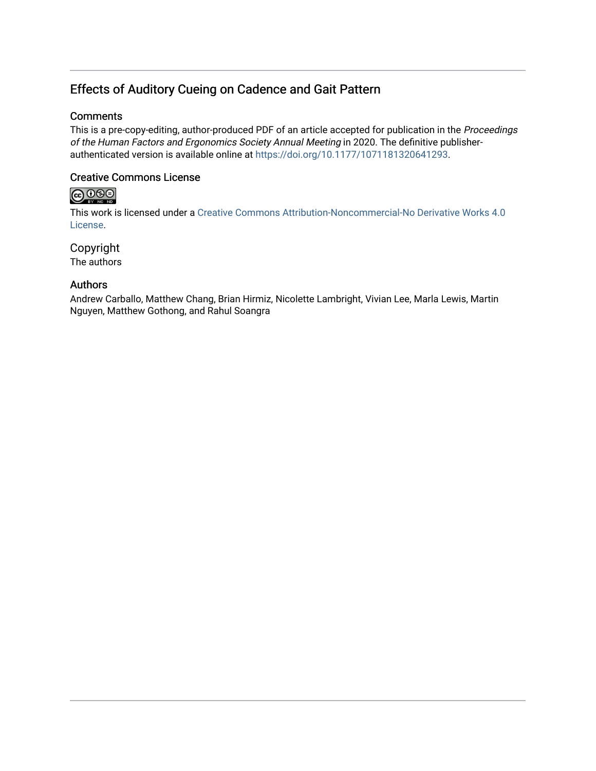# Effects of Auditory Cueing on Cadence and Gait Pattern

## Comments

This is a pre-copy-editing, author-produced PDF of an article accepted for publication in the *Proceedings of the Human Factors and Ergonomics Society Annual Meeting* in 2020. The definitive publisher-authenticated version is available online at https://doi.org/10.1177/1071181320641293.

## Creative Commons License

This work is licensed under a Creative Commons Attribution-Noncommercial-No Derivative Works 4.0 License.

## Copyright

The authors

## Authors

Andrew Carballo, Matthew Chang, Brian Hirmiz, Nicolette Lambright, Vivian Lee, Marla Lewis, Martin Nguyen, Matthew Gothong, and Rahul Soangra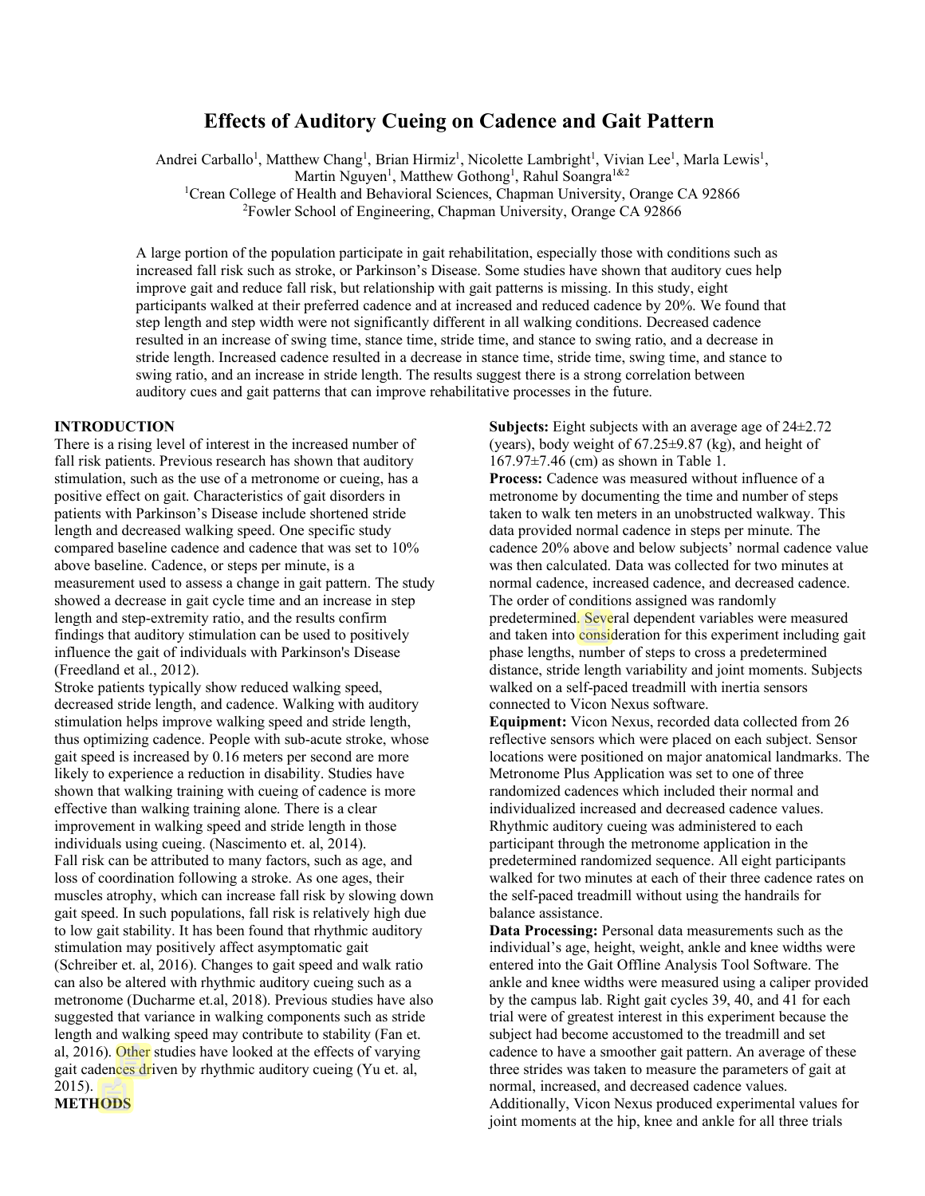# Effects of Auditory Cueing on Cadence and Gait Pattern

Andrei Carballo[1], Matthew Chang[1], Brian Hirmiz[1], Nicolette Lambright[1], Vivian Lee[1], Marla Lewis[1], Martin Nguyen[1], Matthew Gothong[1], Rahul Soangra[1&2]

[1]Crean College of Health and Behavioral Sciences, Chapman University, Orange CA 92866

[2]Fowler School of Engineering, Chapman University, Orange CA 92866

A large portion of the population participate in gait rehabilitation, especially those with conditions such as increased fall risk such as stroke, or Parkinson's Disease. Some studies have shown that auditory cues help improve gait and reduce fall risk, but relationship with gait patterns is missing. In this study, eight participants walked at their preferred cadence and at increased and reduced cadence by 20%. We found that step length and step width were not significantly different in all walking conditions. Decreased cadence resulted in an increase of swing time, stance time, stride time, and stance to swing ratio, and a decrease in stride length. Increased cadence resulted in a decrease in stance time, stride time, swing time, and stance to swing ratio, and an increase in stride length. The results suggest there is a strong correlation between auditory cues and gait patterns that can improve rehabilitative processes in the future.

## INTRODUCTION

There is a rising level of interest in the increased number of fall risk patients. Previous research has shown that auditory stimulation, such as the use of a metronome or cueing, has a positive effect on gait. Characteristics of gait disorders in patients with Parkinson's Disease include shortened stride length and decreased walking speed. One specific study compared baseline cadence and cadence that was set to 10% above baseline. Cadence, or steps per minute, is a measurement used to assess a change in gait pattern. The study showed a decrease in gait cycle time and an increase in step length and step-extremity ratio, and the results confirm findings that auditory stimulation can be used to positively influence the gait of individuals with Parkinson's Disease (Freedland et al., 2012).

Stroke patients typically show reduced walking speed, decreased stride length, and cadence. Walking with auditory stimulation helps improve walking speed and stride length, thus optimizing cadence. People with sub-acute stroke, whose gait speed is increased by 0.16 meters per second are more likely to experience a reduction in disability. Studies have shown that walking training with cueing of cadence is more effective than walking training alone. There is a clear improvement in walking speed and stride length in those individuals using cueing. (Nascimento et. al, 2014).

Fall risk can be attributed to many factors, such as age, and loss of coordination following a stroke. As one ages, their muscles atrophy, which can increase fall risk by slowing down gait speed. In such populations, fall risk is relatively high due to low gait stability. It has been found that rhythmic auditory stimulation may positively affect asymptomatic gait (Schreiber et. al, 2016). Changes to gait speed and walk ratio can also be altered with rhythmic auditory cueing such as a metronome (Ducharme et.al, 2018). Previous studies have also suggested that variance in walking components such as stride length and walking speed may contribute to stability (Fan et. al, 2016). Other studies have looked at the effects of varying gait cadences driven by rhythmic auditory cueing (Yu et. al, 2015).

## METHODS

**Subjects:** Eight subjects with an average age of 24±2.72 (years), body weight of 67.25±9.87 (kg), and height of 167.97±7.46 (cm) as shown in Table 1.

**Process:** Cadence was measured without influence of a metronome by documenting the time and number of steps taken to walk ten meters in an unobstructed walkway. This data provided normal cadence in steps per minute. The cadence 20% above and below subjects' normal cadence value was then calculated. Data was collected for two minutes at normal cadence, increased cadence, and decreased cadence. The order of conditions assigned was randomly predetermined. Several dependent variables were measured and taken into consideration for this experiment including gait phase lengths, number of steps to cross a predetermined distance, stride length variability and joint moments. Subjects walked on a self-paced treadmill with inertia sensors connected to Vicon Nexus software.

**Equipment:** Vicon Nexus, recorded data collected from 26 reflective sensors which were placed on each subject. Sensor locations were positioned on major anatomical landmarks. The Metronome Plus Application was set to one of three randomized cadences which included their normal and individualized increased and decreased cadence values. Rhythmic auditory cueing was administered to each participant through the metronome application in the predetermined randomized sequence. All eight participants walked for two minutes at each of their three cadence rates on the self-paced treadmill without using the handrails for balance assistance.

**Data Processing:** Personal data measurements such as the individual's age, height, weight, ankle and knee widths were entered into the Gait Offline Analysis Tool Software. The ankle and knee widths were measured using a caliper provided by the campus lab. Right gait cycles 39, 40, and 41 for each trial were of greatest interest in this experiment because the subject had become accustomed to the treadmill and set cadence to have a smoother gait pattern. An average of these three strides was taken to measure the parameters of gait at normal, increased, and decreased cadence values. Additionally, Vicon Nexus produced experimental values for joint moments at the hip, knee and ankle for all three trials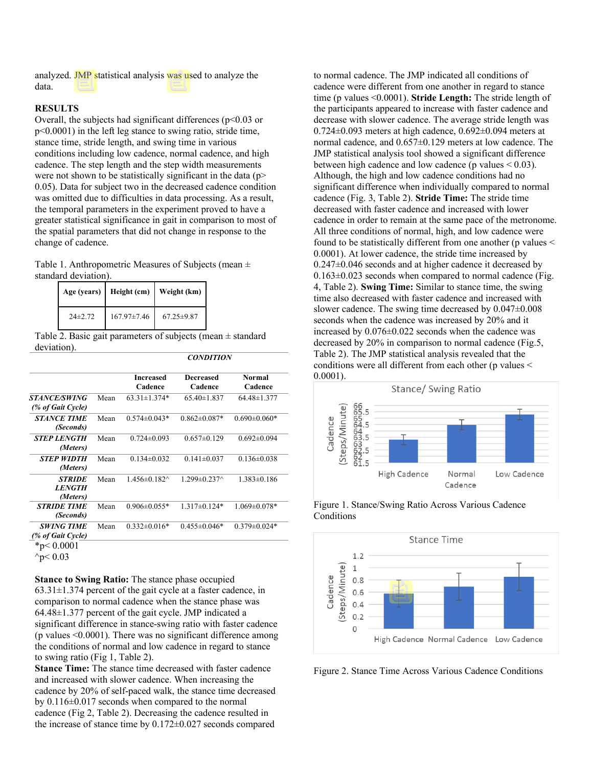analyzed. JMP statistical analysis was used to analyze the data.

## RESULTS

Overall, the subjects had significant differences ($p<0.03$ or $p<0.0001$) in the left leg stance to swing ratio, stride time, stance time, stride length, and swing time in various conditions including low cadence, normal cadence, and high cadence. The step length and the step width measurements were not shown to be statistically significant in the data ($p> 0.05$). Data for subject two in the decreased cadence condition was omitted due to difficulties in data processing. As a result, the temporal parameters in the experiment proved to have a greater statistical significance in gait in comparison to most of the spatial parameters that did not change in response to the change of cadence.

Table 1. Anthropometric Measures of Subjects (mean ± standard deviation).

| Age (years) | Height (cm) | Weight (km) |
|---|---|---|
| 24±2.72 | 167.97±7.46 | 67.25±9.87 |

Table 2. Basic gait parameters of subjects (mean ± standard deviation).

| | | *CONDITION* | | |
|---|---|---|---|---|
| | | **Increased Cadence** | **Decreased Cadence** | **Normal Cadence** |
| ***STANCE/SWING (% of Gait Cycle)*** | Mean | 63.31±1.374* | 65.40±1.837 | 64.48±1.377 |
| ***STANCE TIME (Seconds)*** | Mean | 0.574±0.043* | 0.862±0.087* | 0.690±0.060* |
| ***STEP LENGTH (Meters)*** | Mean | 0.724±0.093 | 0.657±0.129 | 0.692±0.094 |
| ***STEP WIDTH (Meters)*** | Mean | 0.134±0.032 | 0.141±0.037 | 0.136±0.038 |
| ***STRIDE LENGTH (Meters)*** | Mean | 1.456±0.182^ | 1.299±0.237^ | 1.383±0.186 |
| ***STRIDE TIME (Seconds)*** | Mean | 0.906±0.055* | 1.317±0.124* | 1.069±0.078* |
| ***SWING TIME (% of Gait Cycle)*** | Mean | 0.332±0.016* | 0.455±0.046* | 0.379±0.024* |

*$p< 0.0001$
^$p< 0.03$

**Stance to Swing Ratio:** The stance phase occupied 63.31±1.374 percent of the gait cycle at a faster cadence, in comparison to normal cadence when the stance phase was 64.48±1.377 percent of the gait cycle. JMP indicated a significant difference in stance-swing ratio with faster cadence (p values <0.0001). There was no significant difference among the conditions of normal and low cadence in regard to stance to swing ratio (Fig 1, Table 2).

**Stance Time:** The stance time decreased with faster cadence and increased with slower cadence. When increasing the cadence by 20% of self-paced walk, the stance time decreased by 0.116±0.017 seconds when compared to the normal cadence (Fig 2, Table 2). Decreasing the cadence resulted in the increase of stance time by 0.172±0.027 seconds compared to normal cadence. The JMP indicated all conditions of cadence were different from one another in regard to stance time (p values <0.0001). **Stride Length:** The stride length of the participants appeared to increase with faster cadence and decrease with slower cadence. The average stride length was 0.724±0.093 meters at high cadence, 0.692±0.094 meters at normal cadence, and 0.657±0.129 meters at low cadence. The JMP statistical analysis tool showed a significant difference between high cadence and low cadence (p values < 0.03). Although, the high and low cadence conditions had no significant difference when individually compared to normal cadence (Fig. 3, Table 2). **Stride Time:** The stride time decreased with faster cadence and increased with lower cadence in order to remain at the same pace of the metronome. All three conditions of normal, high, and low cadence were found to be statistically different from one another (p values < 0.0001). At lower cadence, the stride time increased by 0.247±0.046 seconds and at higher cadence it decreased by 0.163±0.023 seconds when compared to normal cadence (Fig. 4, Table 2). **Swing Time:** Similar to stance time, the swing time also decreased with faster cadence and increased with slower cadence. The swing time decreased by 0.047±0.008 seconds when the cadence was increased by 20% and it increased by 0.076±0.022 seconds when the cadence was decreased by 20% in comparison to normal cadence (Fig.5, Table 2). The JMP statistical analysis revealed that the conditions were all different from each other (p values < 0.0001).

Figure 1. Stance/Swing Ratio Across Various Cadence Conditions

Figure 2. Stance Time Across Various Cadence Conditions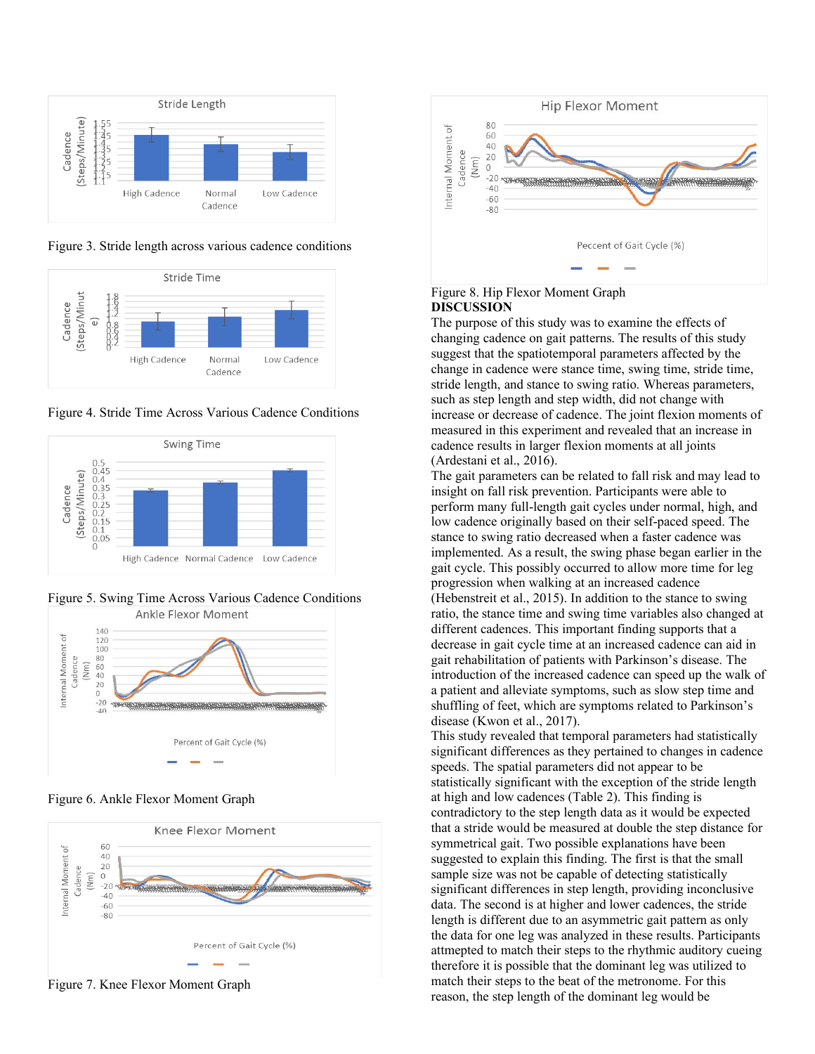Figure 3. Stride length across various cadence conditions

Figure 4. Stride Time Across Various Cadence Conditions

Figure 5. Swing Time Across Various Cadence Conditions

Figure 6. Ankle Flexor Moment Graph

Figure 7. Knee Flexor Moment Graph

Figure 8. Hip Flexor Moment Graph

**DISCUSSION**

The purpose of this study was to examine the effects of changing cadence on gait patterns. The results of this study suggest that the spatiotemporal parameters affected by the change in cadence were stance time, swing time, stride time, stride length, and stance to swing ratio. Whereas parameters, such as step length and step width, did not change with increase or decrease of cadence. The joint flexion moments of measured in this experiment and revealed that an increase in cadence results in larger flexion moments at all joints (Ardestani et al., 2016).

The gait parameters can be related to fall risk and may lead to insight on fall risk prevention. Participants were able to perform many full-length gait cycles under normal, high, and low cadence originally based on their self-paced speed. The stance to swing ratio decreased when a faster cadence was implemented. As a result, the swing phase began earlier in the gait cycle. This possibly occurred to allow more time for leg progression when walking at an increased cadence (Hebenstreit et al., 2015). In addition to the stance to swing ratio, the stance time and swing time variables also changed at different cadences. This important finding supports that a decrease in gait cycle time at an increased cadence can aid in gait rehabilitation of patients with Parkinson's disease. The introduction of the increased cadence can speed up the walk of a patient and alleviate symptoms, such as slow step time and shuffling of feet, which are symptoms related to Parkinson's disease (Kwon et al., 2017).

This study revealed that temporal parameters had statistically significant differences as they pertained to changes in cadence speeds. The spatial parameters did not appear to be statistically significant with the exception of the stride length at high and low cadences (Table 2). This finding is contradictory to the step length data as it would be expected that a stride would be measured at double the step distance for symmetrical gait. Two possible explanations have been suggested to explain this finding. The first is that the small sample size was not be capable of detecting statistically significant differences in step length, providing inconclusive data. The second is at higher and lower cadences, the stride length is different due to an asymmetric gait pattern as only the data for one leg was analyzed in these results. Participants attmepted to match their steps to the rhythmic auditory cueing therefore it is possible that the dominant leg was utilized to match their steps to the beat of the metronome. For this reason, the step length of the dominant leg would be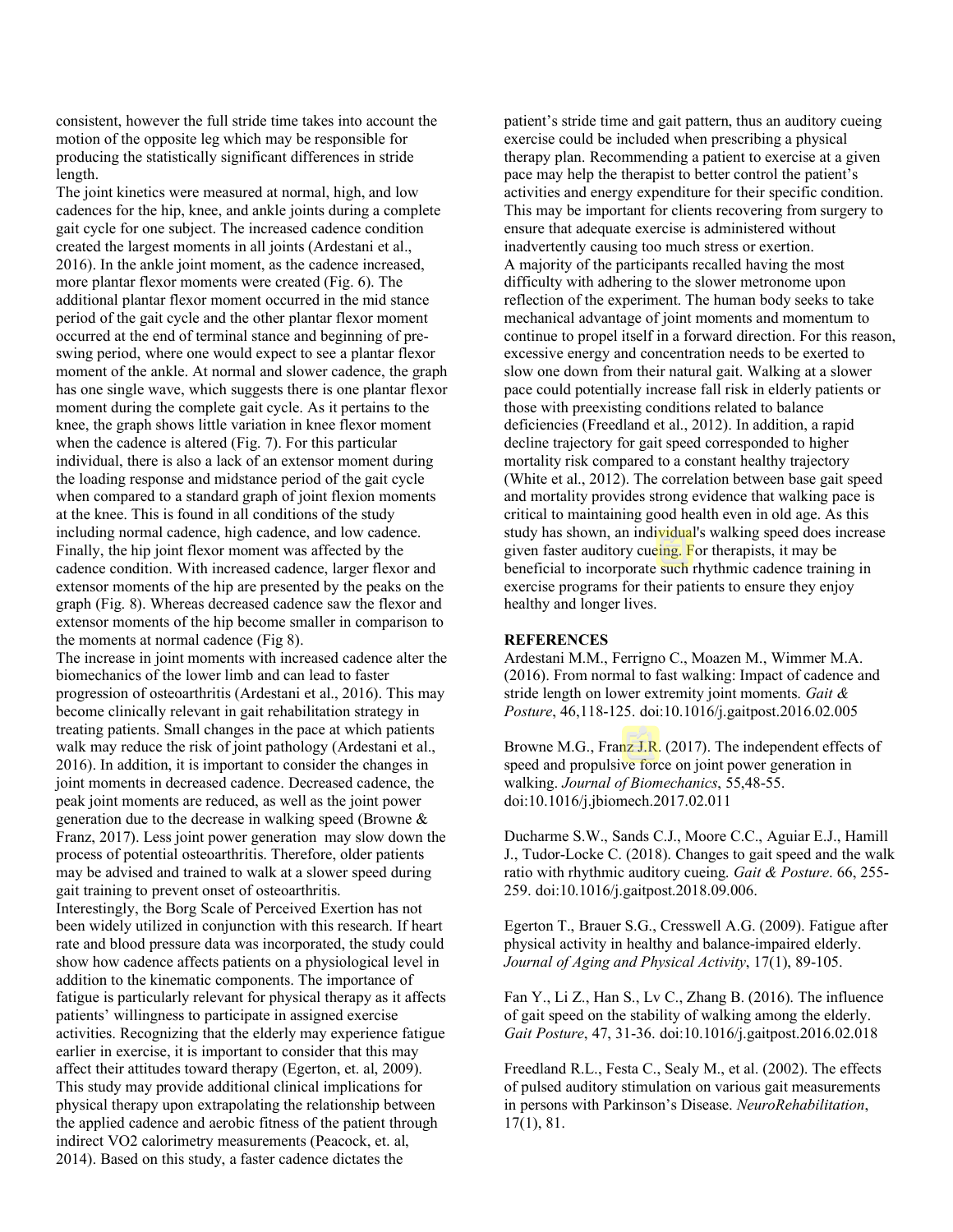consistent, however the full stride time takes into account the motion of the opposite leg which may be responsible for producing the statistically significant differences in stride length.

The joint kinetics were measured at normal, high, and low cadences for the hip, knee, and ankle joints during a complete gait cycle for one subject. The increased cadence condition created the largest moments in all joints (Ardestani et al., 2016). In the ankle joint moment, as the cadence increased, more plantar flexor moments were created (Fig. 6). The additional plantar flexor moment occurred in the mid stance period of the gait cycle and the other plantar flexor moment occurred at the end of terminal stance and beginning of pre-swing period, where one would expect to see a plantar flexor moment of the ankle. At normal and slower cadence, the graph has one single wave, which suggests there is one plantar flexor moment during the complete gait cycle. As it pertains to the knee, the graph shows little variation in knee flexor moment when the cadence is altered (Fig. 7). For this particular individual, there is also a lack of an extensor moment during the loading response and midstance period of the gait cycle when compared to a standard graph of joint flexion moments at the knee. This is found in all conditions of the study including normal cadence, high cadence, and low cadence. Finally, the hip joint flexor moment was affected by the cadence condition. With increased cadence, larger flexor and extensor moments of the hip are presented by the peaks on the graph (Fig. 8). Whereas decreased cadence saw the flexor and extensor moments of the hip become smaller in comparison to the moments at normal cadence (Fig 8).

The increase in joint moments with increased cadence alter the biomechanics of the lower limb and can lead to faster progression of osteoarthritis (Ardestani et al., 2016). This may become clinically relevant in gait rehabilitation strategy in treating patients. Small changes in the pace at which patients walk may reduce the risk of joint pathology (Ardestani et al., 2016). In addition, it is important to consider the changes in joint moments in decreased cadence. Decreased cadence, the peak joint moments are reduced, as well as the joint power generation due to the decrease in walking speed (Browne & Franz, 2017). Less joint power generation may slow down the process of potential osteoarthritis. Therefore, older patients may be advised and trained to walk at a slower speed during gait training to prevent onset of osteoarthritis.

Interestingly, the Borg Scale of Perceived Exertion has not been widely utilized in conjunction with this research. If heart rate and blood pressure data was incorporated, the study could show how cadence affects patients on a physiological level in addition to the kinematic components. The importance of fatigue is particularly relevant for physical therapy as it affects patients' willingness to participate in assigned exercise activities. Recognizing that the elderly may experience fatigue earlier in exercise, it is important to consider that this may affect their attitudes toward therapy (Egerton, et. al, 2009). This study may provide additional clinical implications for physical therapy upon extrapolating the relationship between the applied cadence and aerobic fitness of the patient through indirect VO2 calorimetry measurements (Peacock, et. al, 2014). Based on this study, a faster cadence dictates the patient's stride time and gait pattern, thus an auditory cueing exercise could be included when prescribing a physical therapy plan. Recommending a patient to exercise at a given pace may help the therapist to better control the patient's activities and energy expenditure for their specific condition. This may be important for clients recovering from surgery to ensure that adequate exercise is administered without inadvertently causing too much stress or exertion.

A majority of the participants recalled having the most difficulty with adhering to the slower metronome upon reflection of the experiment. The human body seeks to take mechanical advantage of joint moments and momentum to continue to propel itself in a forward direction. For this reason, excessive energy and concentration needs to be exerted to slow one down from their natural gait. Walking at a slower pace could potentially increase fall risk in elderly patients or those with preexisting conditions related to balance deficiencies (Freedland et al., 2012). In addition, a rapid decline trajectory for gait speed corresponded to higher mortality risk compared to a constant healthy trajectory (White et al., 2012). The correlation between base gait speed and mortality provides strong evidence that walking pace is critical to maintaining good health even in old age. As this study has shown, an individual's walking speed does increase given faster auditory cueing. For therapists, it may be beneficial to incorporate such rhythmic cadence training in exercise programs for their patients to ensure they enjoy healthy and longer lives.

## REFERENCES

Ardestani M.M., Ferrigno C., Moazen M., Wimmer M.A. (2016). From normal to fast walking: Impact of cadence and stride length on lower extremity joint moments. *Gait & Posture*, 46,118-125. doi:10.1016/j.gaitpost.2016.02.005

Browne M.G., Franz J.R. (2017). The independent effects of speed and propulsive force on joint power generation in walking. *Journal of Biomechanics*, 55,48-55. doi:10.1016/j.jbiomech.2017.02.011

Ducharme S.W., Sands C.J., Moore C.C., Aguiar E.J., Hamill J., Tudor-Locke C. (2018). Changes to gait speed and the walk ratio with rhythmic auditory cueing. *Gait & Posture*. 66, 255-259. doi:10.1016/j.gaitpost.2018.09.006.

Egerton T., Brauer S.G., Cresswell A.G. (2009). Fatigue after physical activity in healthy and balance-impaired elderly. *Journal of Aging and Physical Activity*, 17(1), 89-105.

Fan Y., Li Z., Han S., Lv C., Zhang B. (2016). The influence of gait speed on the stability of walking among the elderly. *Gait Posture*, 47, 31-36. doi:10.1016/j.gaitpost.2016.02.018

Freedland R.L., Festa C., Sealy M., et al. (2002). The effects of pulsed auditory stimulation on various gait measurements in persons with Parkinson's Disease. *NeuroRehabilitation*, 17(1), 81.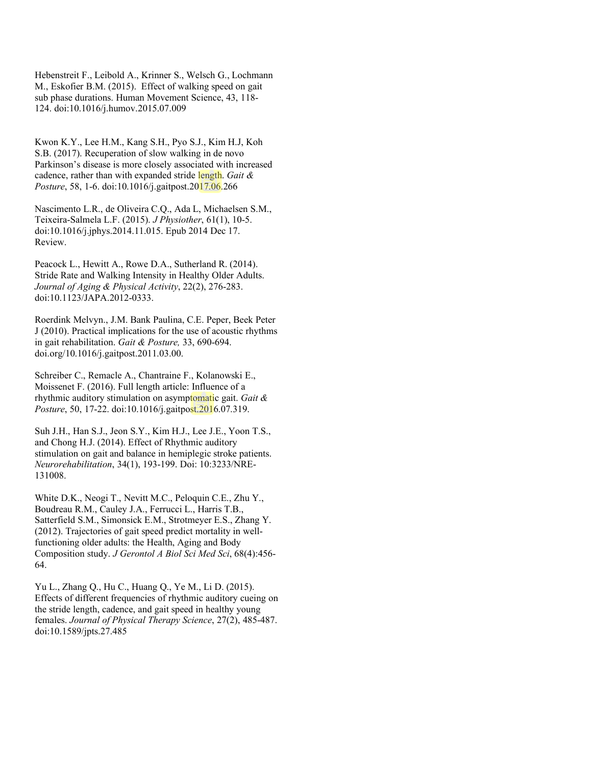Hebenstreit F., Leibold A., Krinner S., Welsch G., Lochmann M., Eskofier B.M. (2015). Effect of walking speed on gait sub phase durations. Human Movement Science, 43, 118-124. doi:10.1016/j.humov.2015.07.009

Kwon K.Y., Lee H.M., Kang S.H., Pyo S.J., Kim H.J, Koh S.B. (2017). Recuperation of slow walking in de novo Parkinson's disease is more closely associated with increased cadence, rather than with expanded stride length. *Gait & Posture*, 58, 1-6. doi:10.1016/j.gaitpost.2017.06.266

Nascimento L.R., de Oliveira C.Q., Ada L, Michaelsen S.M., Teixeira-Salmela L.F. (2015). *J Physiother*, 61(1), 10-5. doi:10.1016/j.jphys.2014.11.015. Epub 2014 Dec 17. Review.

Peacock L., Hewitt A., Rowe D.A., Sutherland R. (2014). Stride Rate and Walking Intensity in Healthy Older Adults. *Journal of Aging & Physical Activity*, 22(2), 276-283. doi:10.1123/JAPA.2012-0333.

Roerdink Melvyn., J.M. Bank Paulina, C.E. Peper, Beek Peter J (2010). Practical implications for the use of acoustic rhythms in gait rehabilitation. *Gait & Posture,* 33, 690-694. doi.org/10.1016/j.gaitpost.2011.03.00.

Schreiber C., Remacle A., Chantraine F., Kolanowski E., Moissenet F. (2016). Full length article: Influence of a rhythmic auditory stimulation on asymptomatic gait. *Gait & Posture*, 50, 17-22. doi:10.1016/j.gaitpost.2016.07.319.

Suh J.H., Han S.J., Jeon S.Y., Kim H.J., Lee J.E., Yoon T.S., and Chong H.J. (2014). Effect of Rhythmic auditory stimulation on gait and balance in hemiplegic stroke patients. *Neurorehabilitation*, 34(1), 193-199. Doi: 10:3233/NRE-131008.

White D.K., Neogi T., Nevitt M.C., Peloquin C.E., Zhu Y., Boudreau R.M., Cauley J.A., Ferrucci L., Harris T.B., Satterfield S.M., Simonsick E.M., Strotmeyer E.S., Zhang Y. (2012). Trajectories of gait speed predict mortality in well-functioning older adults: the Health, Aging and Body Composition study. *J Gerontol A Biol Sci Med Sci*, 68(4):456-64.

Yu L., Zhang Q., Hu C., Huang Q., Ye M., Li D. (2015). Effects of different frequencies of rhythmic auditory cueing on the stride length, cadence, and gait speed in healthy young females. *Journal of Physical Therapy Science*, 27(2), 485-487. doi:10.1589/jpts.27.485